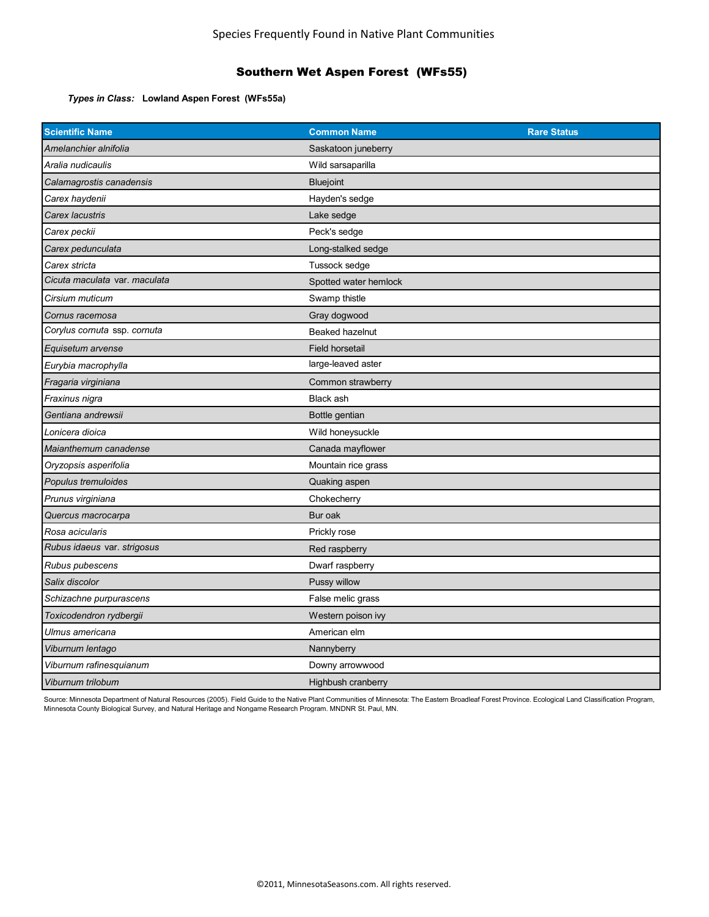Species Frequently Found in Native Plant Communities

# Southern Wet Aspen Forest (WFs55)

***Types in Class:*** **Lowland Aspen Forest (WFs55a)**

| Scientific Name | Common Name | Rare Status |
|---|---|---|
| *Amelanchier alnifolia* | Saskatoon juneberry | |
| *Aralia nudicaulis* | Wild sarsaparilla | |
| *Calamagrostis canadensis* | Bluejoint | |
| *Carex haydenii* | Hayden's sedge | |
| *Carex lacustris* | Lake sedge | |
| *Carex peckii* | Peck's sedge | |
| *Carex pedunculata* | Long-stalked sedge | |
| *Carex stricta* | Tussock sedge | |
| *Cicuta maculata* var. *maculata* | Spotted water hemlock | |
| *Cirsium muticum* | Swamp thistle | |
| *Cornus racemosa* | Gray dogwood | |
| *Corylus cornuta* ssp. *cornuta* | Beaked hazelnut | |
| *Equisetum arvense* | Field horsetail | |
| *Eurybia macrophylla* | large-leaved aster | |
| *Fragaria virginiana* | Common strawberry | |
| *Fraxinus nigra* | Black ash | |
| *Gentiana andrewsii* | Bottle gentian | |
| *Lonicera dioica* | Wild honeysuckle | |
| *Maianthemum canadense* | Canada mayflower | |
| *Oryzopsis asperifolia* | Mountain rice grass | |
| *Populus tremuloides* | Quaking aspen | |
| *Prunus virginiana* | Chokecherry | |
| *Quercus macrocarpa* | Bur oak | |
| *Rosa acicularis* | Prickly rose | |
| *Rubus idaeus* var. *strigosus* | Red raspberry | |
| *Rubus pubescens* | Dwarf raspberry | |
| *Salix discolor* | Pussy willow | |
| *Schizachne purpurascens* | False melic grass | |
| *Toxicodendron rydbergii* | Western poison ivy | |
| *Ulmus americana* | American elm | |
| *Viburnum lentago* | Nannyberry | |
| *Viburnum rafinesquianum* | Downy arrowwood | |
| *Viburnum trilobum* | Highbush cranberry | |

Source: Minnesota Department of Natural Resources (2005). Field Guide to the Native Plant Communities of Minnesota: The Eastern Broadleaf Forest Province. Ecological Land Classification Program, Minnesota County Biological Survey, and Natural Heritage and Nongame Research Program. MNDNR St. Paul, MN.

©2011, MinnesotaSeasons.com. All rights reserved.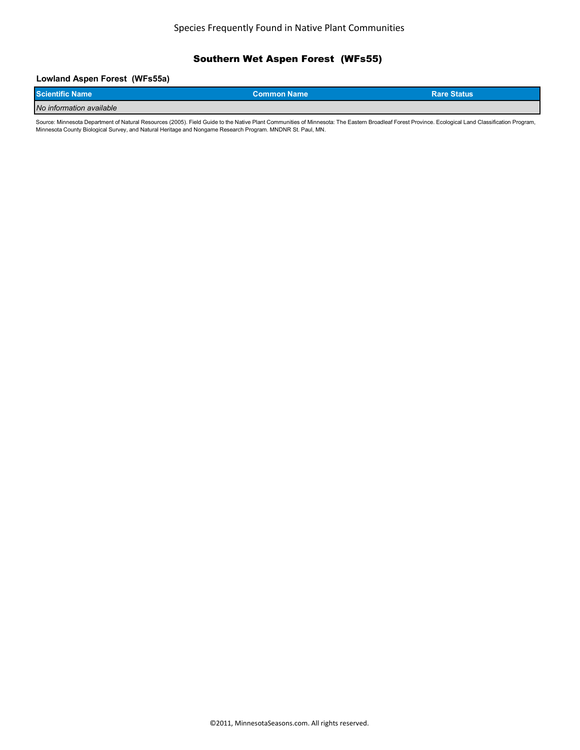## Southern Wet Aspen Forest (WFs55)

### Lowland Aspen Forest (WFs55a)

| Scientific Name | Common Name | Rare Status |
|---|---|---|
| *No information available* | | |

Source: Minnesota Department of Natural Resources (2005). Field Guide to the Native Plant Communities of Minnesota: The Eastern Broadleaf Forest Province. Ecological Land Classification Program, Minnesota County Biological Survey, and Natural Heritage and Nongame Research Program. MNDNR St. Paul, MN.